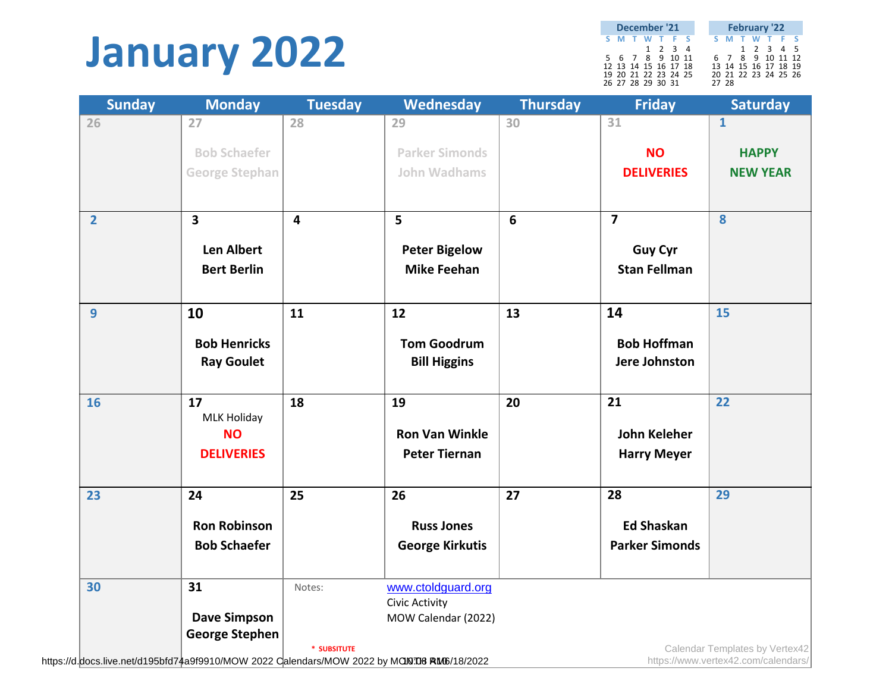# January 2022

**December '21**

| S | M | T | W | T | F | S |
|---|---|---|---|---|---|---|
| | | | 1 | 2 | 3 | 4 |
| 5 | 6 | 7 | 8 | 9 | 10 | 11 |
| 12 | 13 | 14 | 15 | 16 | 17 | 18 |
| 19 | 20 | 21 | 22 | 23 | 24 | 25 |
| 26 | 27 | 28 | 29 | 30 | 31 | |

**February '22**

| S | M | T | W | T | F | S |
|---|---|---|---|---|---|---|
| | | 1 | 2 | 3 | 4 | 5 |
| 6 | 7 | 8 | 9 | 10 | 11 | 12 |
| 13 | 14 | 15 | 16 | 17 | 18 | 19 |
| 20 | 21 | 22 | 23 | 24 | 25 | 26 |
| 27 | 28 | | | | | |

| Sunday | Monday | Tuesday | Wednesday | Thursday | Friday | Saturday |
|---|---|---|---|---|---|---|
| 26 | 27<br>Bob Schaefer<br>George Stephan | 28 | 29<br>Parker Simonds<br>John Wadhams | 30 | 31<br>NO DELIVERIES | 1<br>HAPPY NEW YEAR |
| 2 | 3<br>Len Albert<br>Bert Berlin | 4 | 5<br>Peter Bigelow<br>Mike Feehan | 6 | 7<br>Guy Cyr<br>Stan Fellman | 8 |
| 9 | 10<br>Bob Henricks<br>Ray Goulet | 11 | 12<br>Tom Goodrum<br>Bill Higgins | 13 | 14<br>Bob Hoffman<br>Jere Johnston | 15 |
| 16 | 17<br>MLK Holiday<br>NO DELIVERIES | 18 | 19<br>Ron Van Winkle<br>Peter Tiernan | 20 | 21<br>John Keleher<br>Harry Meyer | 22 |
| 23 | 24<br>Ron Robinson<br>Bob Schaefer | 25 | 26<br>Russ Jones<br>George Kirkutis | 27 | 28<br>Ed Shaskan<br>Parker Simonds | 29 |
| 30 | 31<br>Dave Simpson<br>George Stephen | Notes: | www.ctoldguard.org<br>Civic Activity<br>MOW Calendar (2022) | | | |

* SUBSITUTE

Calendar Templates by Vertex42
https://www.vertex42.com/calendars/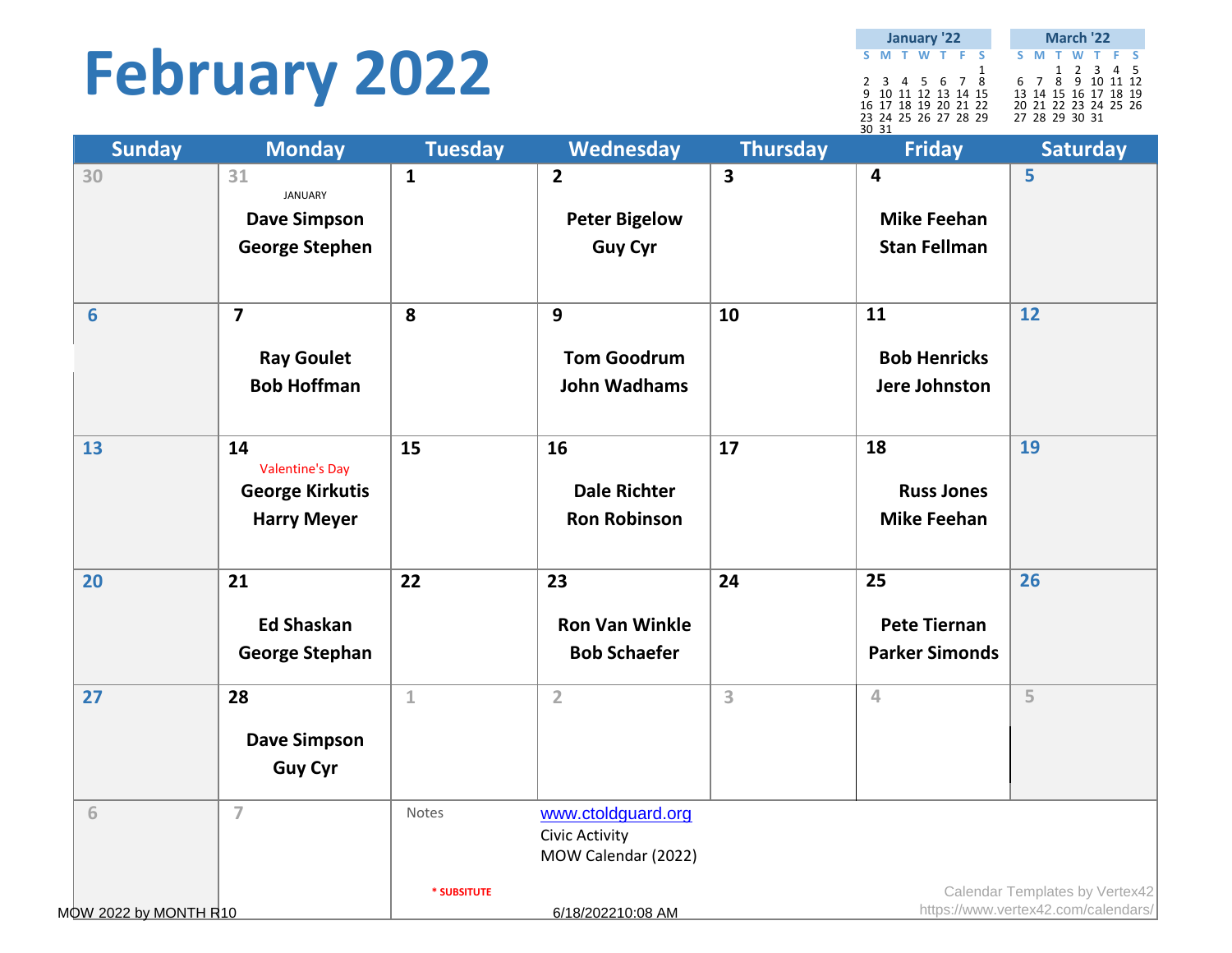# February 2022

**January '22**

| S | M | T | W | T | F | S |
|---|---|---|---|---|---|---|
| | | | | | | 1 |
| 2 | 3 | 4 | 5 | 6 | 7 | 8 |
| 9 | 10 | 11 | 12 | 13 | 14 | 15 |
| 16 | 17 | 18 | 19 | 20 | 21 | 22 |
| 23 | 24 | 25 | 26 | 27 | 28 | 29 |
| 30 | 31 | | | | | |

**March '22**

| S | M | T | W | T | F | S |
|---|---|---|---|---|---|---|
| | | 1 | 2 | 3 | 4 | 5 |
| 6 | 7 | 8 | 9 | 10 | 11 | 12 |
| 13 | 14 | 15 | 16 | 17 | 18 | 19 |
| 20 | 21 | 22 | 23 | 24 | 25 | 26 |
| 27 | 28 | 29 | 30 | 31 | | |

| Sunday | Monday | Tuesday | Wednesday | Thursday | Friday | Saturday |
|---|---|---|---|---|---|---|
| 30 | 31 JANUARY **Dave Simpson** **George Stephen** | 1 | 2 **Peter Bigelow** **Guy Cyr** | 3 | 4 **Mike Feehan** **Stan Fellman** | 5 |
| 6 | 7 **Ray Goulet** **Bob Hoffman** | 8 | 9 **Tom Goodrum** **John Wadhams** | 10 | 11 **Bob Henricks** **Jere Johnston** | 12 |
| 13 | 14 Valentine's Day **George Kirkutis** **Harry Meyer** | 15 | 16 **Dale Richter** **Ron Robinson** | 17 | 18 **Russ Jones** **Mike Feehan** | 19 |
| 20 | 21 **Ed Shaskan** **George Stephan** | 22 | 23 **Ron Van Winkle** **Bob Schaefer** | 24 | 25 **Pete Tiernan** **Parker Simonds** | 26 |
| 27 | 28 **Dave Simpson** **Guy Cyr** | 1 | 2 | 3 | 4 | 5 |
| 6 | 7 | Notes | www.ctoldguard.org Civic Activity MOW Calendar (2022) | | | |

**\* SUBSITUTE**

MOW 2022 by MONTH R10

6/18/202210:08 AM

Calendar Templates by Vertex42
https://www.vertex42.com/calendars/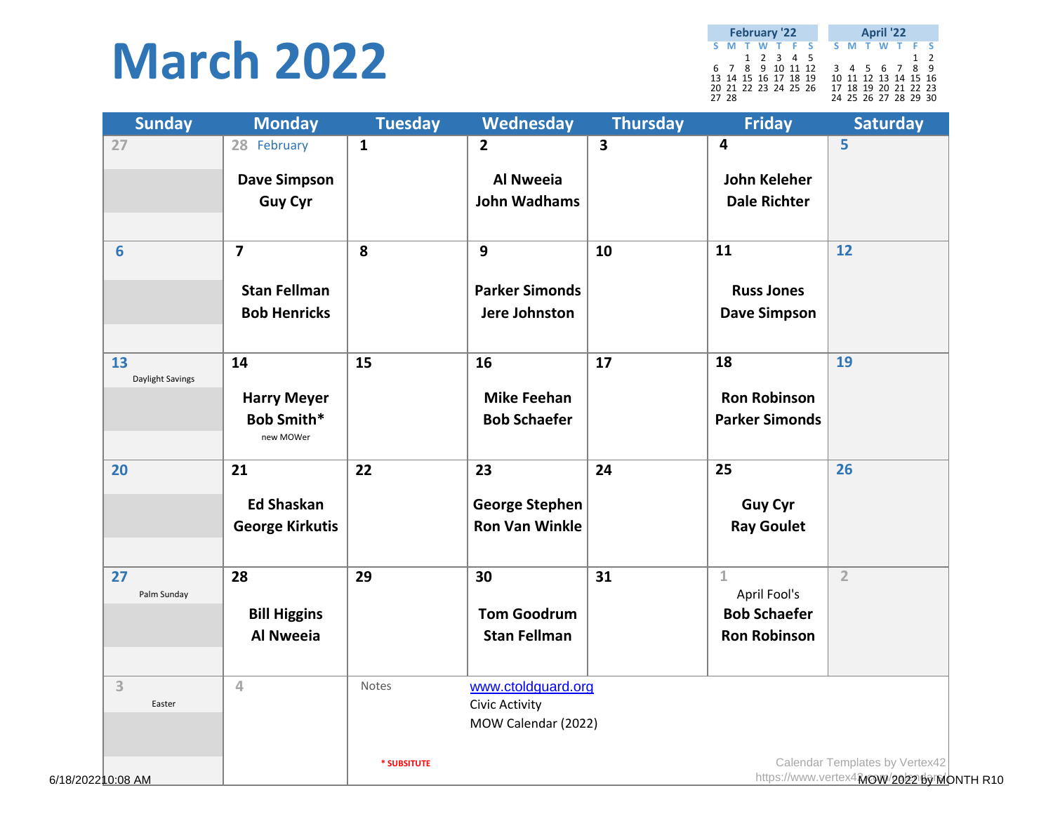# March 2022

| February '22 | | | | | | |
|---|---|---|---|---|---|---|
| S | M | T | W | T | F | S |
| | | 1 | 2 | 3 | 4 | 5 |
| 6 | 7 | 8 | 9 | 10 | 11 | 12 |
| 13 | 14 | 15 | 16 | 17 | 18 | 19 |
| 20 | 21 | 22 | 23 | 24 | 25 | 26 |
| 27 | 28 | | | | | |

| April '22 | | | | | | |
|---|---|---|---|---|---|---|
| S | M | T | W | T | F | S |
| | | | | | 1 | 2 |
| 3 | 4 | 5 | 6 | 7 | 8 | 9 |
| 10 | 11 | 12 | 13 | 14 | 15 | 16 |
| 17 | 18 | 19 | 20 | 21 | 22 | 23 |
| 24 | 25 | 26 | 27 | 28 | 29 | 30 |

| Sunday | Monday | Tuesday | Wednesday | Thursday | Friday | Saturday |
|---|---|---|---|---|---|---|
| 27 | 28 February<br>**Dave Simpson**<br>**Guy Cyr** | 1 | 2<br>**Al Nweeia**<br>**John Wadhams** | 3 | 4<br>**John Keleher**<br>**Dale Richter** | 5 |
| 6 | 7<br>**Stan Fellman**<br>**Bob Henricks** | 8 | 9<br>**Parker Simonds**<br>**Jere Johnston** | 10 | 11<br>**Russ Jones**<br>**Dave Simpson** | 12 |
| 13<br>Daylight Savings | 14<br>**Harry Meyer**<br>**Bob Smith***<br>new MOWer | 15 | 16<br>**Mike Feehan**<br>**Bob Schaefer** | 17 | 18<br>**Ron Robinson**<br>**Parker Simonds** | 19 |
| 20 | 21<br>**Ed Shaskan**<br>**George Kirkutis** | 22 | 23<br>**George Stephen**<br>**Ron Van Winkle** | 24 | 25<br>**Guy Cyr**<br>**Ray Goulet** | 26 |
| 27<br>Palm Sunday | 28<br>**Bill Higgins**<br>**Al Nweeia** | 29 | 30<br>**Tom Goodrum**<br>**Stan Fellman** | 31 | 1<br>April Fool's<br>**Bob Schaefer**<br>**Ron Robinson** | 2 |
| 3<br>Easter | 4 | Notes<br><br>* SUBSITUTE | www.ctoldguard.org<br>Civic Activity<br>MOW Calendar (2022) | | | |

Calendar Templates by Vertex42
https://www.vertex42.com/calendars/

6/18/2022 10:08 AM

MOW 2022 by MONTH R10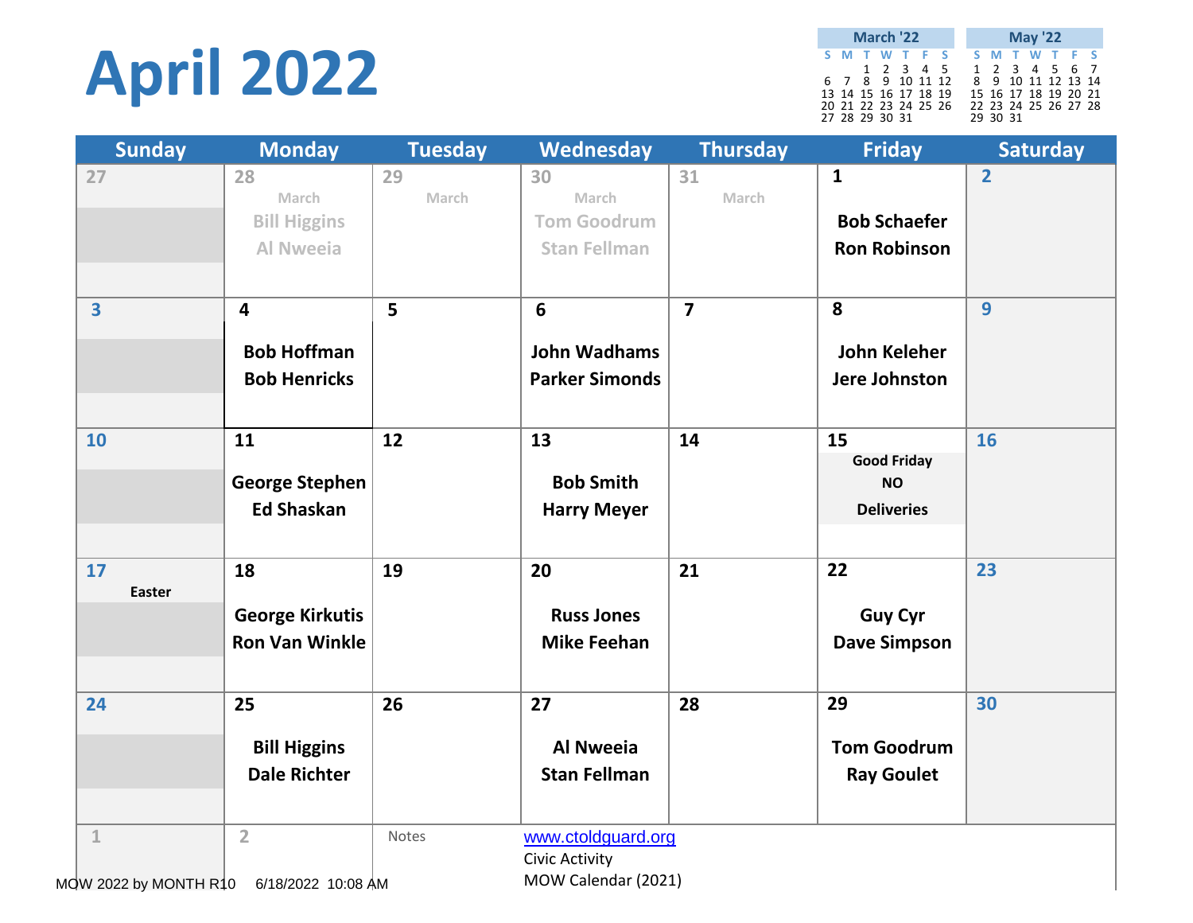# April 2022

| March '22 | | | | | | |
|---|---|---|---|---|---|---|
| S | M | T | W | T | F | S |
| | | 1 | 2 | 3 | 4 | 5 |
| 6 | 7 | 8 | 9 | 10 | 11 | 12 |
| 13 | 14 | 15 | 16 | 17 | 18 | 19 |
| 20 | 21 | 22 | 23 | 24 | 25 | 26 |
| 27 | 28 | 29 | 30 | 31 | | |

| May '22 | | | | | | |
|---|---|---|---|---|---|---|
| S | M | T | W | T | F | S |
| 1 | 2 | 3 | 4 | 5 | 6 | 7 |
| 8 | 9 | 10 | 11 | 12 | 13 | 14 |
| 15 | 16 | 17 | 18 | 19 | 20 | 21 |
| 22 | 23 | 24 | 25 | 26 | 27 | 28 |
| 29 | 30 | 31 | | | | |

| Sunday | Monday | Tuesday | Wednesday | Thursday | Friday | Saturday |
|---|---|---|---|---|---|---|
| 27 | 28 March<br>Bill Higgins<br>Al Nweeia | 29 March | 30 March<br>Tom Goodrum<br>Stan Fellman | 31 March | 1<br>Bob Schaefer<br>Ron Robinson | 2 |
| 3 | 4<br>Bob Hoffman<br>Bob Henricks | 5 | 6<br>John Wadhams<br>Parker Simonds | 7 | 8<br>John Keleher<br>Jere Johnston | 9 |
| 10 | 11<br>George Stephen<br>Ed Shaskan | 12 | 13<br>Bob Smith<br>Harry Meyer | 14 | 15<br>Good Friday<br>NO<br>Deliveries | 16 |
| 17<br>Easter | 18<br>George Kirkutis<br>Ron Van Winkle | 19 | 20<br>Russ Jones<br>Mike Feehan | 21 | 22<br>Guy Cyr<br>Dave Simpson | 23 |
| 24 | 25<br>Bill Higgins<br>Dale Richter | 26 | 27<br>Al Nweeia<br>Stan Fellman | 28 | 29<br>Tom Goodrum<br>Ray Goulet | 30 |
| 1 | 2 | Notes | www.ctoldguard.org<br>Civic Activity<br>MOW Calendar (2021) | | | |

MOW 2022 by MONTH R10 6/18/2022 10:08 AM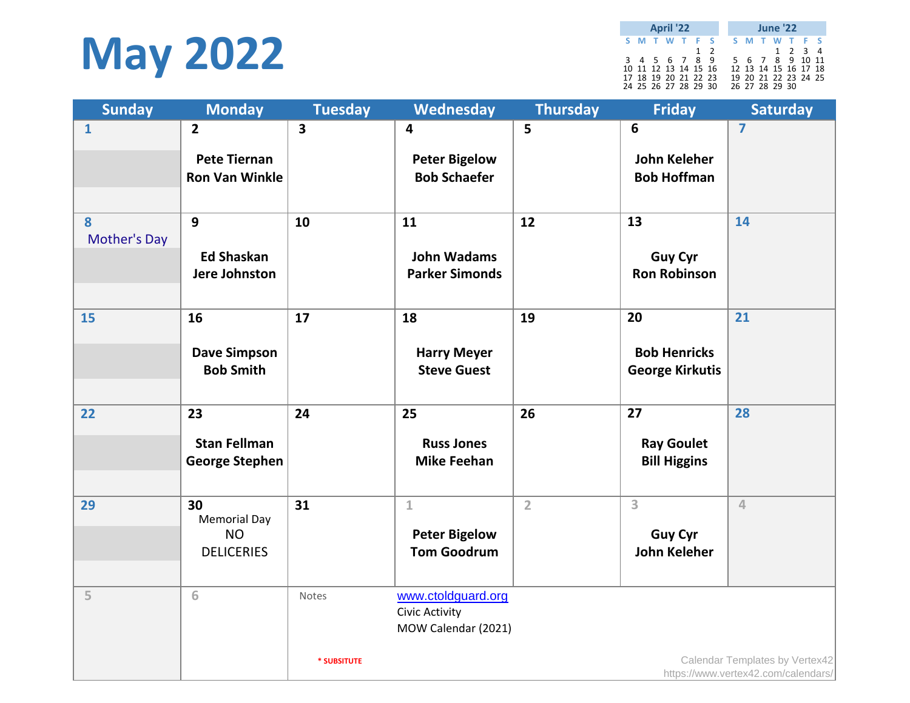# May 2022

**April '22**

| S | M | T | W | T | F | S |
|---|---|---|---|---|---|---|
| | | | | | 1 | 2 |
| 3 | 4 | 5 | 6 | 7 | 8 | 9 |
| 10 | 11 | 12 | 13 | 14 | 15 | 16 |
| 17 | 18 | 19 | 20 | 21 | 22 | 23 |
| 24 | 25 | 26 | 27 | 28 | 29 | 30 |

**June '22**

| S | M | T | W | T | F | S |
|---|---|---|---|---|---|---|
| | | | 1 | 2 | 3 | 4 |
| 5 | 6 | 7 | 8 | 9 | 10 | 11 |
| 12 | 13 | 14 | 15 | 16 | 17 | 18 |
| 19 | 20 | 21 | 22 | 23 | 24 | 25 |
| 26 | 27 | 28 | 29 | 30 | | |

| Sunday | Monday | Tuesday | Wednesday | Thursday | Friday | Saturday |
|---|---|---|---|---|---|---|
| 1 | 2<br>**Pete Tiernan**<br>**Ron Van Winkle** | 3 | 4<br>**Peter Bigelow**<br>**Bob Schaefer** | 5 | 6<br>**John Keleher**<br>**Bob Hoffman** | 7 |
| 8<br>Mother's Day | 9<br>**Ed Shaskan**<br>**Jere Johnston** | 10 | 11<br>**John Wadams**<br>**Parker Simonds** | 12 | 13<br>**Guy Cyr**<br>**Ron Robinson** | 14 |
| 15 | 16<br>**Dave Simpson**<br>**Bob Smith** | 17 | 18<br>**Harry Meyer**<br>**Steve Guest** | 19 | 20<br>**Bob Henricks**<br>**George Kirkutis** | 21 |
| 22 | 23<br>**Stan Fellman**<br>**George Stephen** | 24 | 25<br>**Russ Jones**<br>**Mike Feehan** | 26 | 27<br>**Ray Goulet**<br>**Bill Higgins** | 28 |
| 29 | 30<br>Memorial Day<br>NO<br>DELICERIES | 31 | 1<br>**Peter Bigelow**<br>**Tom Goodrum** | 2 | 3<br>**Guy Cyr**<br>**John Keleher** | 4 |
| 5 | 6 | Notes | | | | |

www.ctoldguard.org
Civic Activity
MOW Calendar (2021)

* SUBSITUTE

Calendar Templates by Vertex42
https://www.vertex42.com/calendars/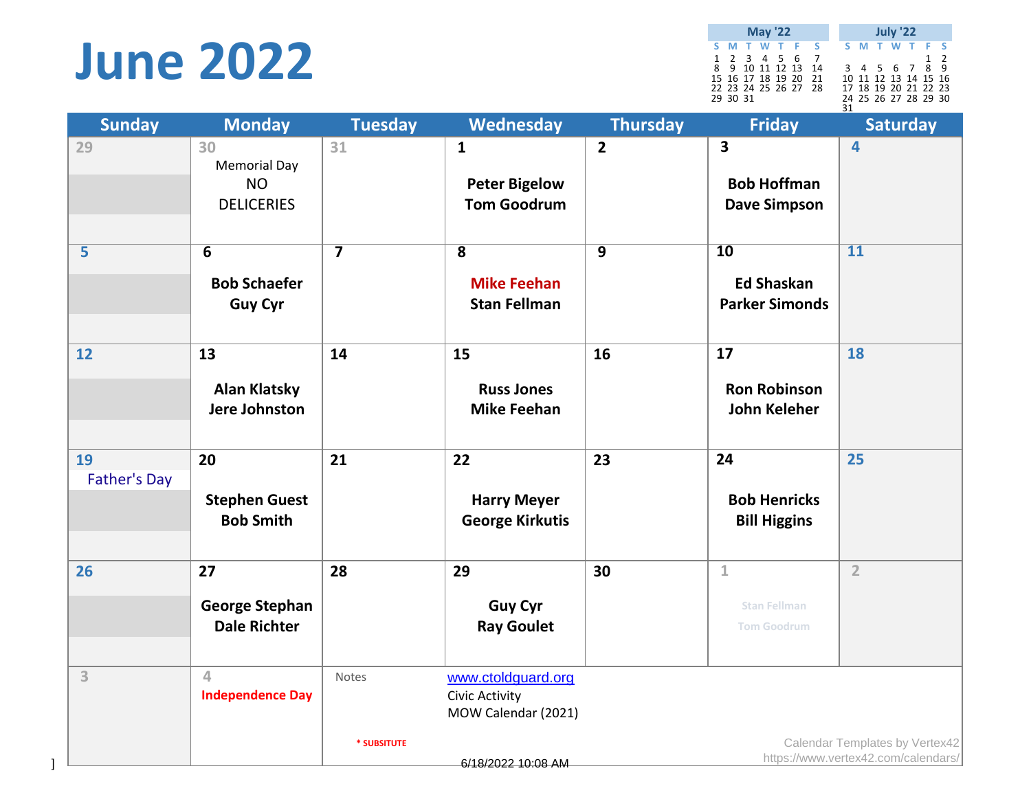# June 2022

**May '22**

| S | M | T | W | T | F | S |
|---|---|---|---|---|---|---|
| 1 | 2 | 3 | 4 | 5 | 6 | 7 |
| 8 | 9 | 10 | 11 | 12 | 13 | 14 |
| 15 | 16 | 17 | 18 | 19 | 20 | 21 |
| 22 | 23 | 24 | 25 | 26 | 27 | 28 |
| 29 | 30 | 31 | | | | |

**July '22**

| S | M | T | W | T | F | S |
|---|---|---|---|---|---|---|
| | | | | | 1 | 2 |
| 3 | 4 | 5 | 6 | 7 | 8 | 9 |
| 10 | 11 | 12 | 13 | 14 | 15 | 16 |
| 17 | 18 | 19 | 20 | 21 | 22 | 23 |
| 24 | 25 | 26 | 27 | 28 | 29 | 30 |
| 31 | | | | | | |

| Sunday | Monday | Tuesday | Wednesday | Thursday | Friday | Saturday |
|---|---|---|---|---|---|---|
| 29 | 30 Memorial Day NO DELICERIES | 31 | 1 **Peter Bigelow** **Tom Goodrum** | 2 | 3 **Bob Hoffman** **Dave Simpson** | 4 |
| 5 | 6 **Bob Schaefer** **Guy Cyr** | 7 | 8 **Mike Feehan** **Stan Fellman** | 9 | 10 **Ed Shaskan** **Parker Simonds** | 11 |
| 12 | 13 **Alan Klatsky** **Jere Johnston** | 14 | 15 **Russ Jones** **Mike Feehan** | 16 | 17 **Ron Robinson** **John Keleher** | 18 |
| 19 Father's Day | 20 **Stephen Guest** **Bob Smith** | 21 | 22 **Harry Meyer** **George Kirkutis** | 23 | 24 **Bob Henricks** **Bill Higgins** | 25 |
| 26 | 27 **George Stephan** **Dale Richter** | 28 | 29 **Guy Cyr** **Ray Goulet** | 30 | 1 Stan Fellman Tom Goodrum | 2 |
| 3 | 4 **Independence Day** | Notes | | | | |

* SUBSITUTE

www.ctoldguard.org
Civic Activity
MOW Calendar (2021)

6/18/2022 10:08 AM

Calendar Templates by Vertex42
https://www.vertex42.com/calendars/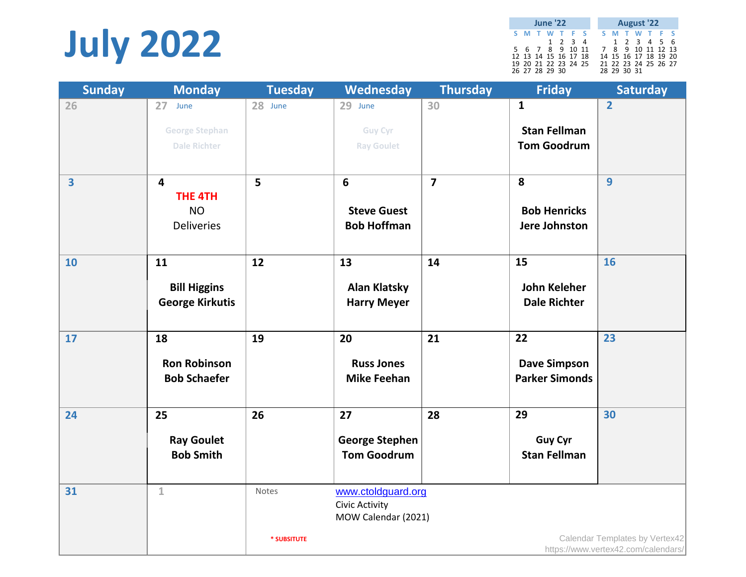# July 2022

| June '22 | | | | | | |
|---|---|---|---|---|---|---|
| S | M | T | W | T | F | S |
| | | | 1 | 2 | 3 | 4 |
| 5 | 6 | 7 | 8 | 9 | 10 | 11 |
| 12 | 13 | 14 | 15 | 16 | 17 | 18 |
| 19 | 20 | 21 | 22 | 23 | 24 | 25 |
| 26 | 27 | 28 | 29 | 30 | | |

| August '22 | | | | | | |
|---|---|---|---|---|---|---|
| S | M | T | W | T | F | S |
| | 1 | 2 | 3 | 4 | 5 | 6 |
| 7 | 8 | 9 | 10 | 11 | 12 | 13 |
| 14 | 15 | 16 | 17 | 18 | 19 | 20 |
| 21 | 22 | 23 | 24 | 25 | 26 | 27 |
| 28 | 29 | 30 | 31 | | | |

| Sunday | Monday | Tuesday | Wednesday | Thursday | Friday | Saturday |
|---|---|---|---|---|---|---|
| 26 | 27 June<br>George Stephan<br>Dale Richter | 28 June | 29 June<br>Guy Cyr<br>Ray Goulet | 30 | 1<br>**Stan Fellman**<br>**Tom Goodrum** | 2 |
| 3 | 4<br>THE 4TH<br>NO<br>Deliveries | 5 | 6<br>**Steve Guest**<br>**Bob Hoffman** | 7 | 8<br>**Bob Henricks**<br>**Jere Johnston** | 9 |
| 10 | 11<br>**Bill Higgins**<br>**George Kirkutis** | 12 | 13<br>**Alan Klatsky**<br>**Harry Meyer** | 14 | 15<br>**John Keleher**<br>**Dale Richter** | 16 |
| 17 | 18<br>**Ron Robinson**<br>**Bob Schaefer** | 19 | 20<br>**Russ Jones**<br>**Mike Feehan** | 21 | 22<br>**Dave Simpson**<br>**Parker Simonds** | 23 |
| 24 | 25<br>**Ray Goulet**<br>**Bob Smith** | 26 | 27<br>**George Stephen**<br>**Tom Goodrum** | 28 | 29<br>**Guy Cyr**<br>**Stan Fellman** | 30 |
| 31 | 1 | Notes<br>* SUBSITUTE | www.ctoldguard.org<br>Civic Activity<br>MOW Calendar (2021) | | | |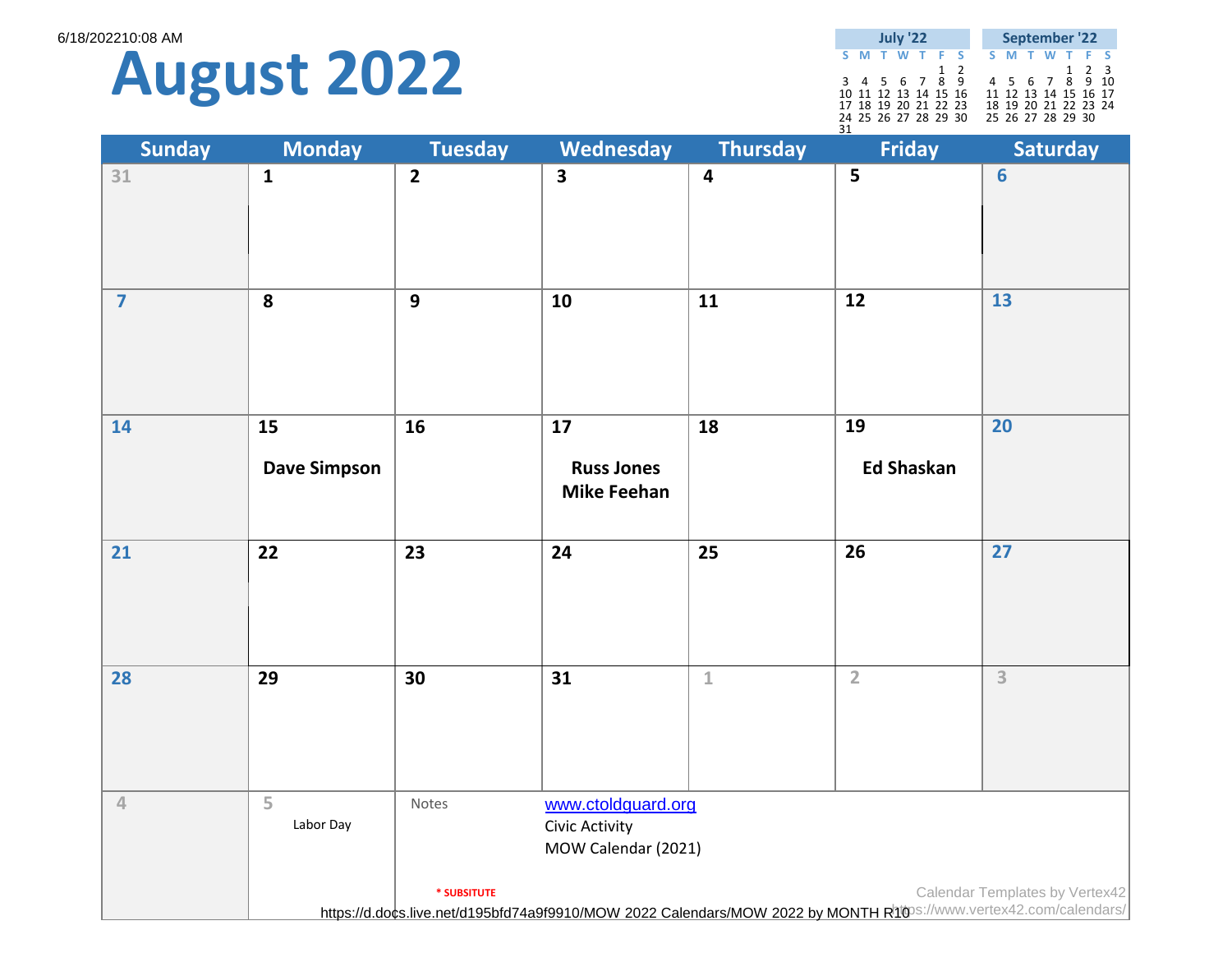6/18/2022 10:08 AM

# August 2022

**July '22**

| S | M | T | W | T | F | S |
|---|---|---|---|---|---|---|
| | | | | | 1 | 2 |
| 3 | 4 | 5 | 6 | 7 | 8 | 9 |
| 10 | 11 | 12 | 13 | 14 | 15 | 16 |
| 17 | 18 | 19 | 20 | 21 | 22 | 23 |
| 24 | 25 | 26 | 27 | 28 | 29 | 30 |
| 31 | | | | | | |

**September '22**

| S | M | T | W | T | F | S |
|---|---|---|---|---|---|---|
| | | | | 1 | 2 | 3 |
| 4 | 5 | 6 | 7 | 8 | 9 | 10 |
| 11 | 12 | 13 | 14 | 15 | 16 | 17 |
| 18 | 19 | 20 | 21 | 22 | 23 | 24 |
| 25 | 26 | 27 | 28 | 29 | 30 | |

| Sunday | Monday | Tuesday | Wednesday | Thursday | Friday | Saturday |
|---|---|---|---|---|---|---|
| 31 | 1 | 2 | 3 | 4 | 5 | 6 |
| 7 | 8 | 9 | 10 | 11 | 12 | 13 |
| 14 | 15 **Dave Simpson** | 16 | 17 **Russ Jones** **Mike Feehan** | 18 | 19 **Ed Shaskan** | 20 |
| 21 | 22 | 23 | 24 | 25 | 26 | 27 |
| 28 | 29 | 30 | 31 | 1 | 2 | 3 |
| 4 | 5 Labor Day | Notes | www.ctoldguard.org Civic Activity MOW Calendar (2021) | | | |

* SUBSITUTE

https://d.docs.live.net/d195bfd74a9f9910/MOW 2022 Calendars/MOW 2022 by MONTH R10

Calendar Templates by Vertex42
https://www.vertex42.com/calendars/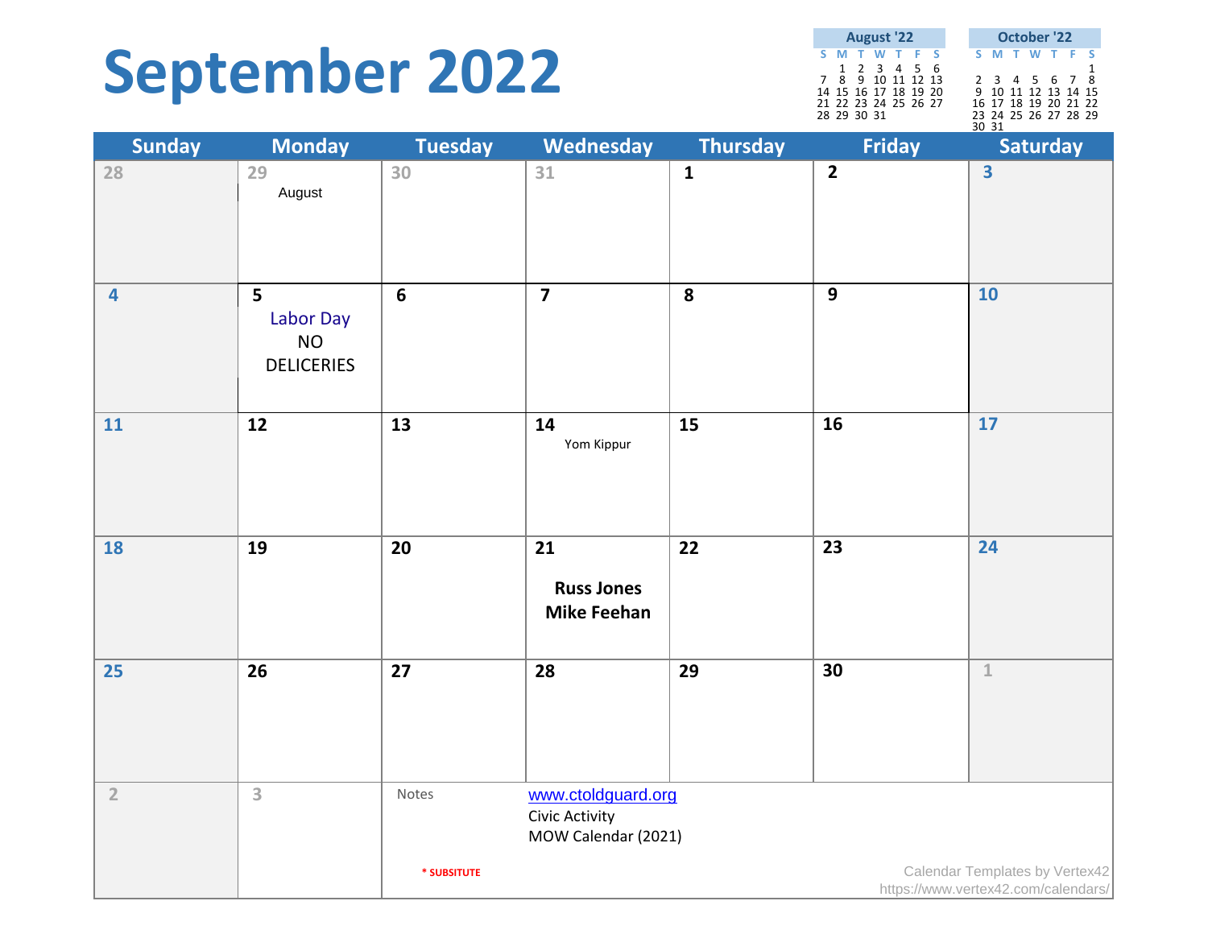# September 2022

**August '22**

| S | M | T | W | T | F | S |
|---|---|---|---|---|---|---|
| | 1 | 2 | 3 | 4 | 5 | 6 |
| 7 | 8 | 9 | 10 | 11 | 12 | 13 |
| 14 | 15 | 16 | 17 | 18 | 19 | 20 |
| 21 | 22 | 23 | 24 | 25 | 26 | 27 |
| 28 | 29 | 30 | 31 | | | |

**October '22**

| S | M | T | W | T | F | S |
|---|---|---|---|---|---|---|
| | | | | | | 1 |
| 2 | 3 | 4 | 5 | 6 | 7 | 8 |
| 9 | 10 | 11 | 12 | 13 | 14 | 15 |
| 16 | 17 | 18 | 19 | 20 | 21 | 22 |
| 23 | 24 | 25 | 26 | 27 | 28 | 29 |
| 30 | 31 | | | | | |

| Sunday | Monday | Tuesday | Wednesday | Thursday | Friday | Saturday |
|---|---|---|---|---|---|---|
| 28 | 29 August | 30 | 31 | 1 | 2 | 3 |
| 4 | 5 Labor Day NO DELICERIES | 6 | 7 | 8 | 9 | 10 |
| 11 | 12 | 13 | 14 Yom Kippur | 15 | 16 | 17 |
| 18 | 19 | 20 | 21 **Russ Jones** **Mike Feehan** | 22 | 23 | 24 |
| 25 | 26 | 27 | 28 | 29 | 30 | 1 |
| 2 | 3 | Notes | | | | |

Notes

* SUBSITUTE

[www.ctoldguard.org](http://www.ctoldguard.org)
Civic Activity
MOW Calendar (2021)

Calendar Templates by Vertex42
https://www.vertex42.com/calendars/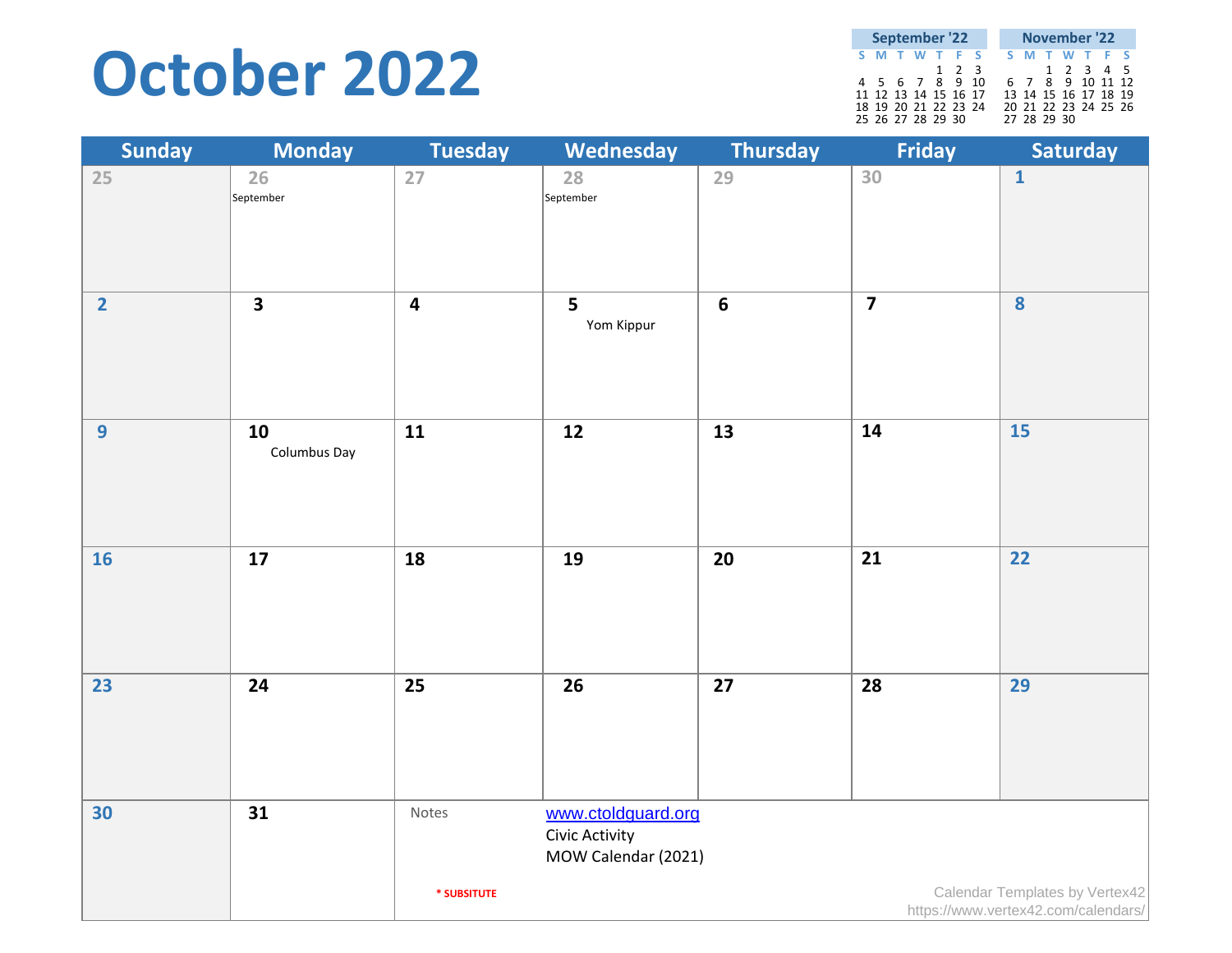# October 2022

| September '22 | | | | | | |
|---|---|---|---|---|---|---|
| S | M | T | W | T | F | S |
| | | | | 1 | 2 | 3 |
| 4 | 5 | 6 | 7 | 8 | 9 | 10 |
| 11 | 12 | 13 | 14 | 15 | 16 | 17 |
| 18 | 19 | 20 | 21 | 22 | 23 | 24 |
| 25 | 26 | 27 | 28 | 29 | 30 | |

| November '22 | | | | | | |
|---|---|---|---|---|---|---|
| S | M | T | W | T | F | S |
| | | 1 | 2 | 3 | 4 | 5 |
| 6 | 7 | 8 | 9 | 10 | 11 | 12 |
| 13 | 14 | 15 | 16 | 17 | 18 | 19 |
| 20 | 21 | 22 | 23 | 24 | 25 | 26 |
| 27 | 28 | 29 | 30 | | | |

| Sunday | Monday | Tuesday | Wednesday | Thursday | Friday | Saturday |
|---|---|---|---|---|---|---|
| 25 | 26 September | 27 | 28 September | 29 | 30 | 1 |
| 2 | 3 | 4 | 5 Yom Kippur | 6 | 7 | 8 |
| 9 | 10 Columbus Day | 11 | 12 | 13 | 14 | 15 |
| 16 | 17 | 18 | 19 | 20 | 21 | 22 |
| 23 | 24 | 25 | 26 | 27 | 28 | 29 |
| 30 | 31 | Notes | www.ctoldguard.org Civic Activity MOW Calendar (2021) | | | |

Notes

* SUBSITUTE

www.ctoldguard.org
Civic Activity
MOW Calendar (2021)

Calendar Templates by Vertex42
https://www.vertex42.com/calendars/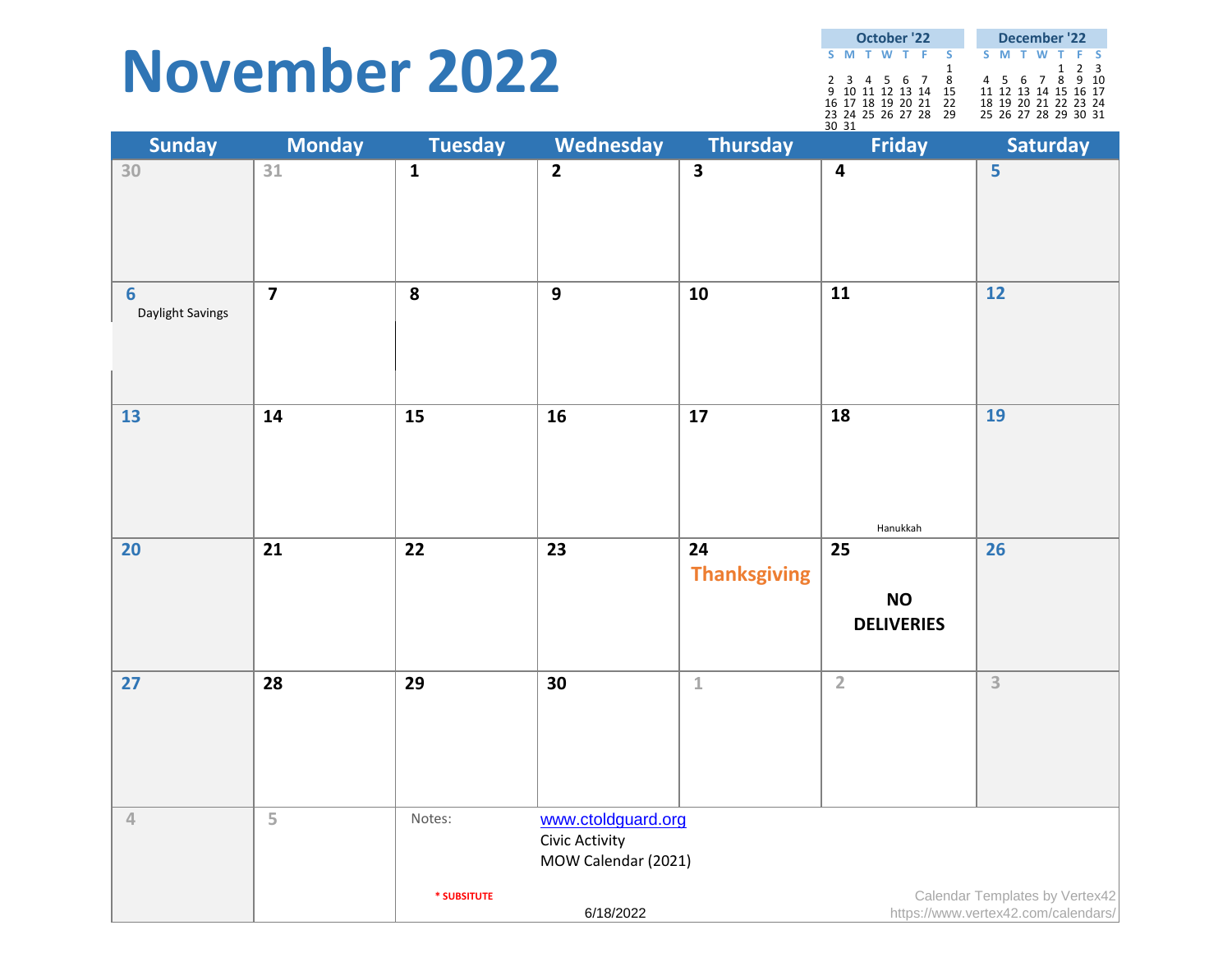# November 2022

**October '22**

| S | M | T | W | T | F | S |
|---|---|---|---|---|---|---|
| | | | | | | 1 |
| 2 | 3 | 4 | 5 | 6 | 7 | 8 |
| 9 | 10 | 11 | 12 | 13 | 14 | 15 |
| 16 | 17 | 18 | 19 | 20 | 21 | 22 |
| 23 | 24 | 25 | 26 | 27 | 28 | 29 |
| 30 | 31 | | | | | |

**December '22**

| S | M | T | W | T | F | S |
|---|---|---|---|---|---|---|
| | | | | 1 | 2 | 3 |
| 4 | 5 | 6 | 7 | 8 | 9 | 10 |
| 11 | 12 | 13 | 14 | 15 | 16 | 17 |
| 18 | 19 | 20 | 21 | 22 | 23 | 24 |
| 25 | 26 | 27 | 28 | 29 | 30 | 31 |

| Sunday | Monday | Tuesday | Wednesday | Thursday | Friday | Saturday |
|---|---|---|---|---|---|---|
| 30 | 31 | 1 | 2 | 3 | 4 | 5 |
| 6 Daylight Savings | 7 | 8 | 9 | 10 | 11 | 12 |
| 13 | 14 | 15 | 16 | 17 | 18 Hanukkah | 19 |
| 20 | 21 | 22 | 23 | 24 **Thanksgiving** | 25 **NO DELIVERIES** | 26 |
| 27 | 28 | 29 | 30 | 1 | 2 | 3 |
| 4 | 5 | Notes: * SUBSITUTE | www.ctoldguard.org Civic Activity MOW Calendar (2021) 6/18/2022 | | | |

Calendar Templates by Vertex42
https://www.vertex42.com/calendars/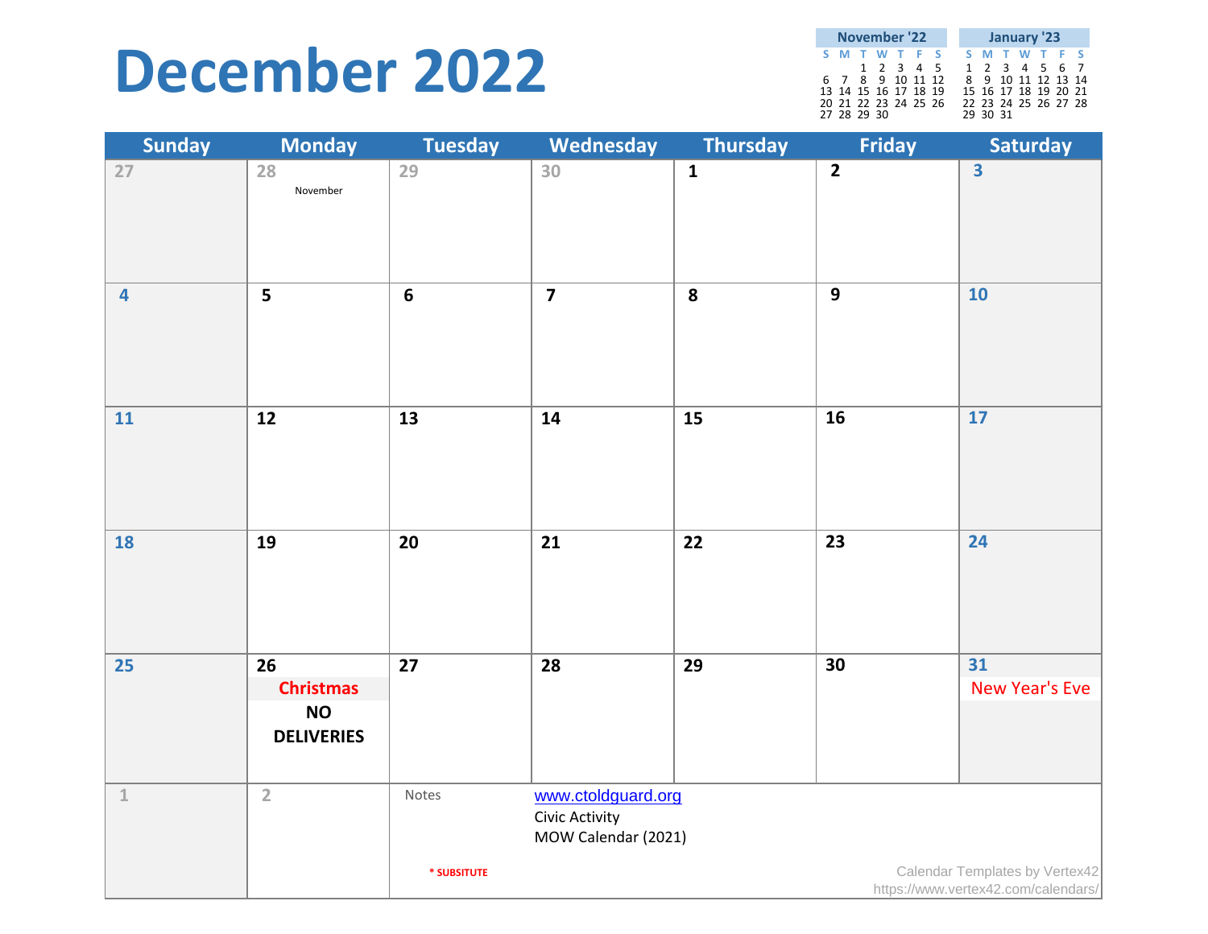# December 2022

| November '22 | | | | | | |
|---|---|---|---|---|---|---|
| S | M | T | W | T | F | S |
| | | 1 | 2 | 3 | 4 | 5 |
| 6 | 7 | 8 | 9 | 10 | 11 | 12 |
| 13 | 14 | 15 | 16 | 17 | 18 | 19 |
| 20 | 21 | 22 | 23 | 24 | 25 | 26 |
| 27 | 28 | 29 | 30 | | | |

| January '23 | | | | | | |
|---|---|---|---|---|---|---|
| S | M | T | W | T | F | S |
| 1 | 2 | 3 | 4 | 5 | 6 | 7 |
| 8 | 9 | 10 | 11 | 12 | 13 | 14 |
| 15 | 16 | 17 | 18 | 19 | 20 | 21 |
| 22 | 23 | 24 | 25 | 26 | 27 | 28 |
| 29 | 30 | 31 | | | | |

| Sunday | Monday | Tuesday | Wednesday | Thursday | Friday | Saturday |
|---|---|---|---|---|---|---|
| 27 | 28 November | 29 | 30 | 1 | 2 | 3 |
| 4 | 5 | 6 | 7 | 8 | 9 | 10 |
| 11 | 12 | 13 | 14 | 15 | 16 | 17 |
| 18 | 19 | 20 | 21 | 22 | 23 | 24 |
| 25 | 26 **Christmas** **NO DELIVERIES** | 27 | 28 | 29 | 30 | 31 New Year's Eve |
| 1 | 2 | Notes | | | | |

www.ctoldguard.org
Civic Activity
MOW Calendar (2021)

**\* SUBSITUTE**

Calendar Templates by Vertex42
https://www.vertex42.com/calendars/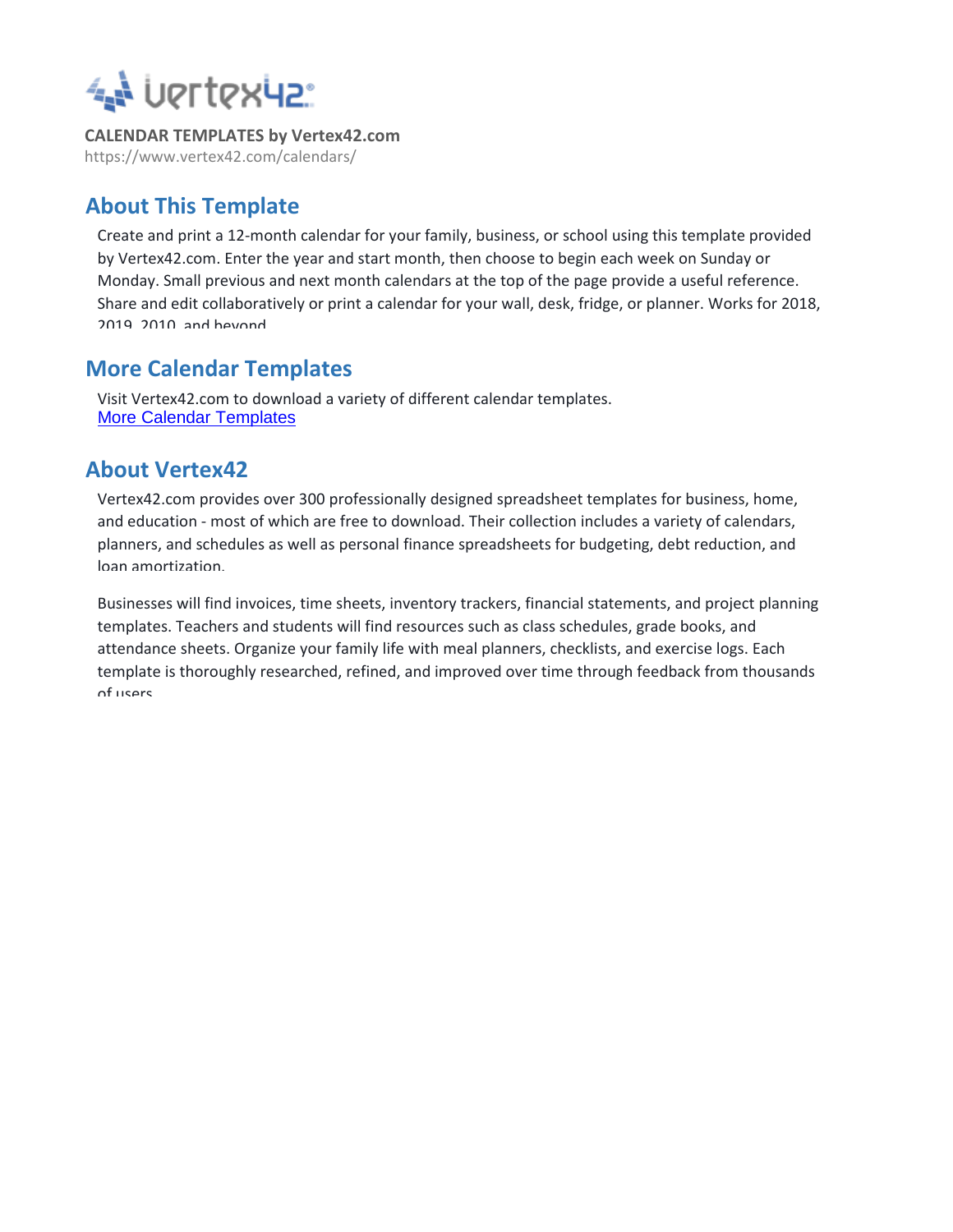**CALENDAR TEMPLATES by Vertex42.com**
https://www.vertex42.com/calendars/

## About This Template

Create and print a 12-month calendar for your family, business, or school using this template provided by Vertex42.com. Enter the year and start month, then choose to begin each week on Sunday or Monday. Small previous and next month calendars at the top of the page provide a useful reference. Share and edit collaboratively or print a calendar for your wall, desk, fridge, or planner. Works for 2018, 2019, 2010, and beyond.

## More Calendar Templates

Visit Vertex42.com to download a variety of different calendar templates.
More Calendar Templates

## About Vertex42

Vertex42.com provides over 300 professionally designed spreadsheet templates for business, home, and education - most of which are free to download. Their collection includes a variety of calendars, planners, and schedules as well as personal finance spreadsheets for budgeting, debt reduction, and loan amortization.

Businesses will find invoices, time sheets, inventory trackers, financial statements, and project planning templates. Teachers and students will find resources such as class schedules, grade books, and attendance sheets. Organize your family life with meal planners, checklists, and exercise logs. Each template is thoroughly researched, refined, and improved over time through feedback from thousands of users.